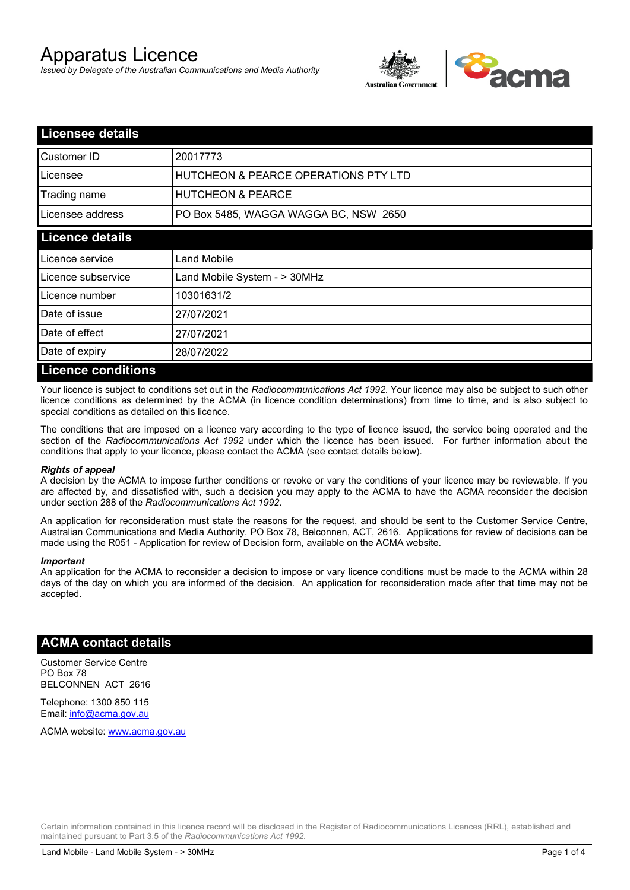# Apparatus Licence

*Issued by Delegate of the Australian Communications and Media Authority*

## Licensee details

| | |
|---|---|
| Customer ID | 20017773 |
| Licensee | HUTCHEON & PEARCE OPERATIONS PTY LTD |
| Trading name | HUTCHEON & PEARCE |
| Licensee address | PO Box 5485, WAGGA WAGGA BC, NSW 2650 |

## Licence details

| | |
|---|---|
| Licence service | Land Mobile |
| Licence subservice | Land Mobile System - > 30MHz |
| Licence number | 10301631/2 |
| Date of issue | 27/07/2021 |
| Date of effect | 27/07/2021 |
| Date of expiry | 28/07/2022 |

## Licence conditions

Your licence is subject to conditions set out in the *Radiocommunications Act 1992*. Your licence may also be subject to such other licence conditions as determined by the ACMA (in licence condition determinations) from time to time, and is also subject to special conditions as detailed on this licence.

The conditions that are imposed on a licence vary according to the type of licence issued, the service being operated and the section of the *Radiocommunications Act 1992* under which the licence has been issued. For further information about the conditions that apply to your licence, please contact the ACMA (see contact details below).

***Rights of appeal***

A decision by the ACMA to impose further conditions or revoke or vary the conditions of your licence may be reviewable. If you are affected by, and dissatisfied with, such a decision you may apply to the ACMA to have the ACMA reconsider the decision under section 288 of the *Radiocommunications Act 1992*.

An application for reconsideration must state the reasons for the request, and should be sent to the Customer Service Centre, Australian Communications and Media Authority, PO Box 78, Belconnen, ACT, 2616. Applications for review of decisions can be made using the R051 - Application for review of Decision form, available on the ACMA website.

***Important***

An application for the ACMA to reconsider a decision to impose or vary licence conditions must be made to the ACMA within 28 days of the day on which you are informed of the decision. An application for reconsideration made after that time may not be accepted.

## ACMA contact details

Customer Service Centre
PO Box 78
BELCONNEN ACT 2616

Telephone: 1300 850 115
Email: info@acma.gov.au

ACMA website: www.acma.gov.au

Certain information contained in this licence record will be disclosed in the Register of Radiocommunications Licences (RRL), established and maintained pursuant to Part 3.5 of the *Radiocommunications Act 1992.*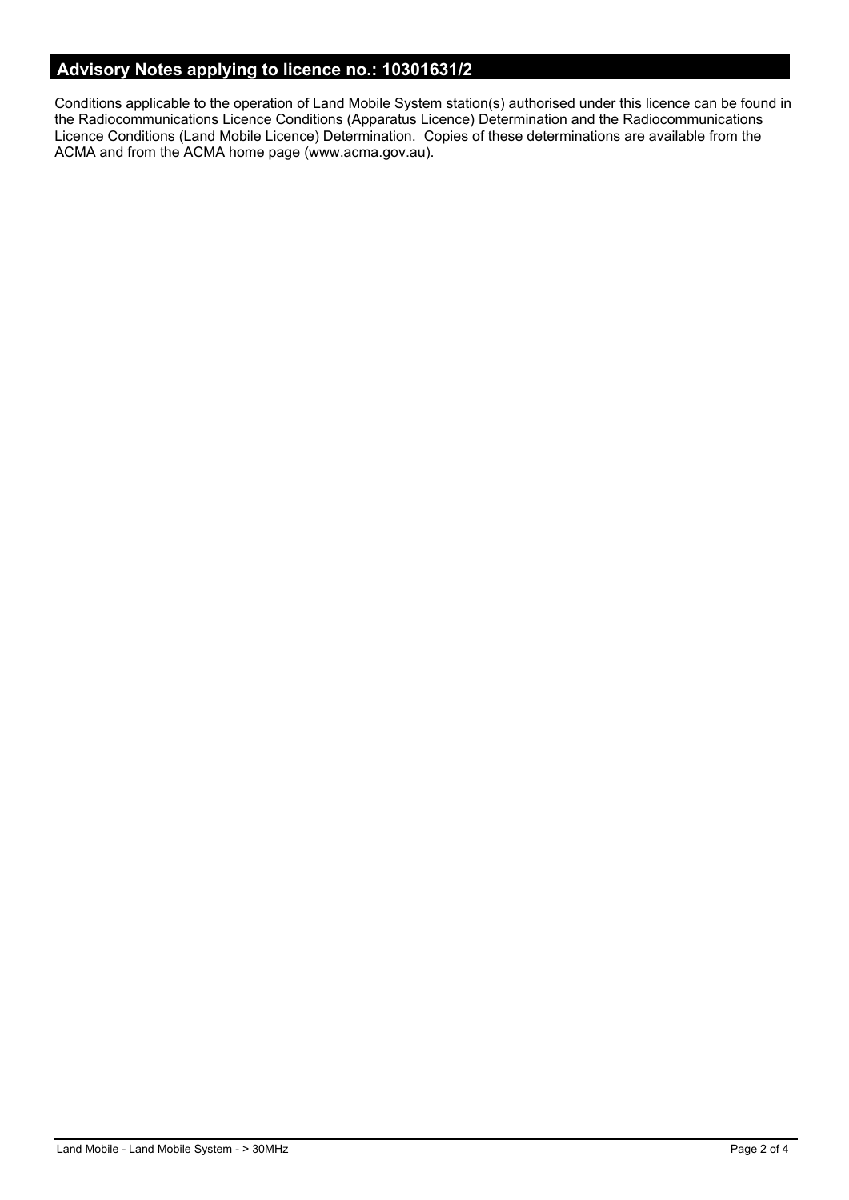## Advisory Notes applying to licence no.: 10301631/2

Conditions applicable to the operation of Land Mobile System station(s) authorised under this licence can be found in the Radiocommunications Licence Conditions (Apparatus Licence) Determination and the Radiocommunications Licence Conditions (Land Mobile Licence) Determination. Copies of these determinations are available from the ACMA and from the ACMA home page (www.acma.gov.au).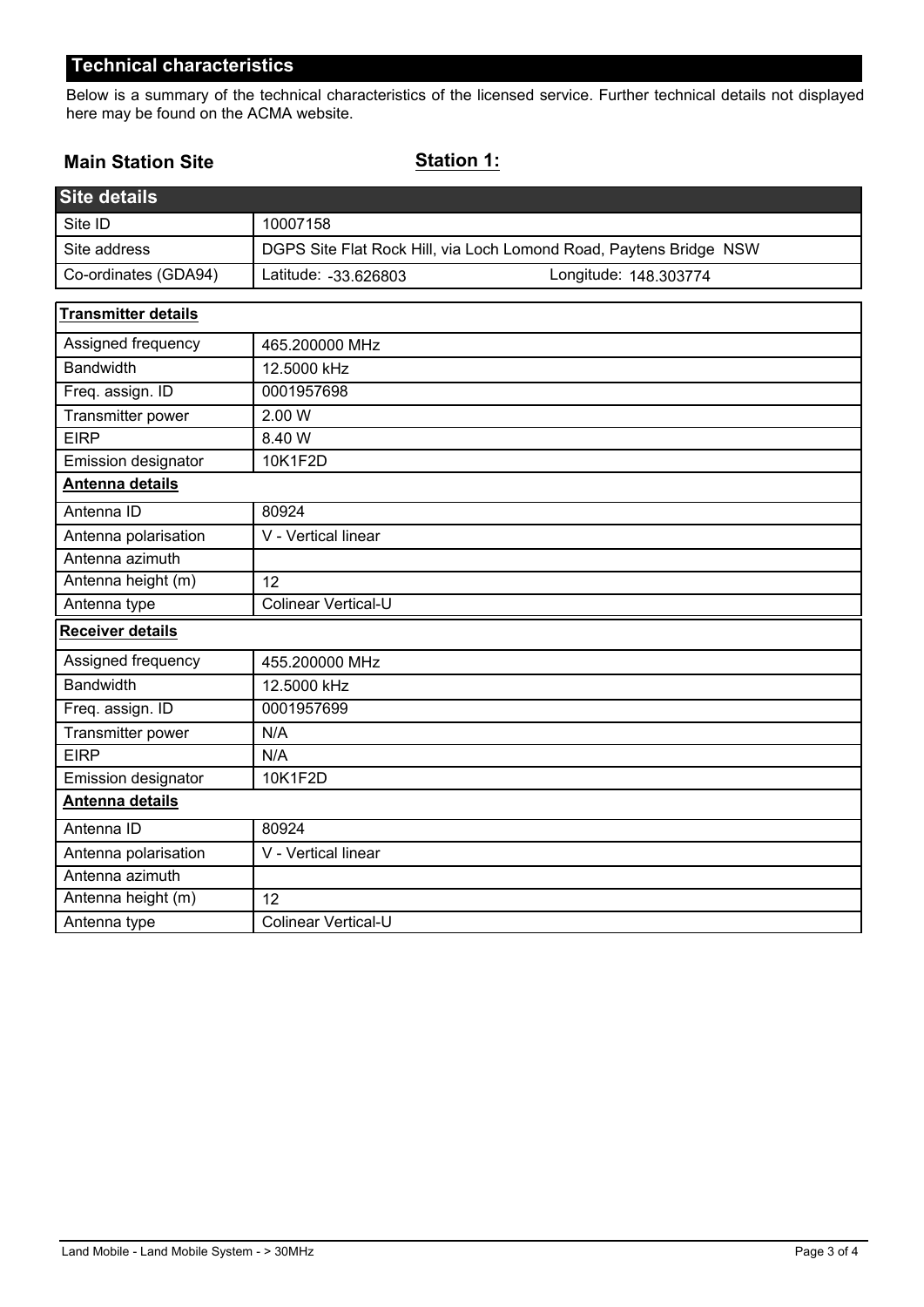## Technical characteristics

Below is a summary of the technical characteristics of the licensed service. Further technical details not displayed here may be found on the ACMA website.

**Main Station Site** **Station 1:**

| Site details | |
|---|---|
| Site ID | 10007158 |
| Site address | DGPS Site Flat Rock Hill, via Loch Lomond Road, Paytens Bridge NSW |
| Co-ordinates (GDA94) | Latitude: -33.626803 Longitude: 148.303774 |

| Transmitter details | |
|---|---|
| Assigned frequency | 465.200000 MHz |
| Bandwidth | 12.5000 kHz |
| Freq. assign. ID | 0001957698 |
| Transmitter power | 2.00 W |
| EIRP | 8.40 W |
| Emission designator | 10K1F2D |
| **Antenna details** | |
| Antenna ID | 80924 |
| Antenna polarisation | V - Vertical linear |
| Antenna azimuth | |
| Antenna height (m) | 12 |
| Antenna type | Colinear Vertical-U |

| Receiver details | |
|---|---|
| Assigned frequency | 455.200000 MHz |
| Bandwidth | 12.5000 kHz |
| Freq. assign. ID | 0001957699 |
| Transmitter power | N/A |
| EIRP | N/A |
| Emission designator | 10K1F2D |
| **Antenna details** | |
| Antenna ID | 80924 |
| Antenna polarisation | V - Vertical linear |
| Antenna azimuth | |
| Antenna height (m) | 12 |
| Antenna type | Colinear Vertical-U |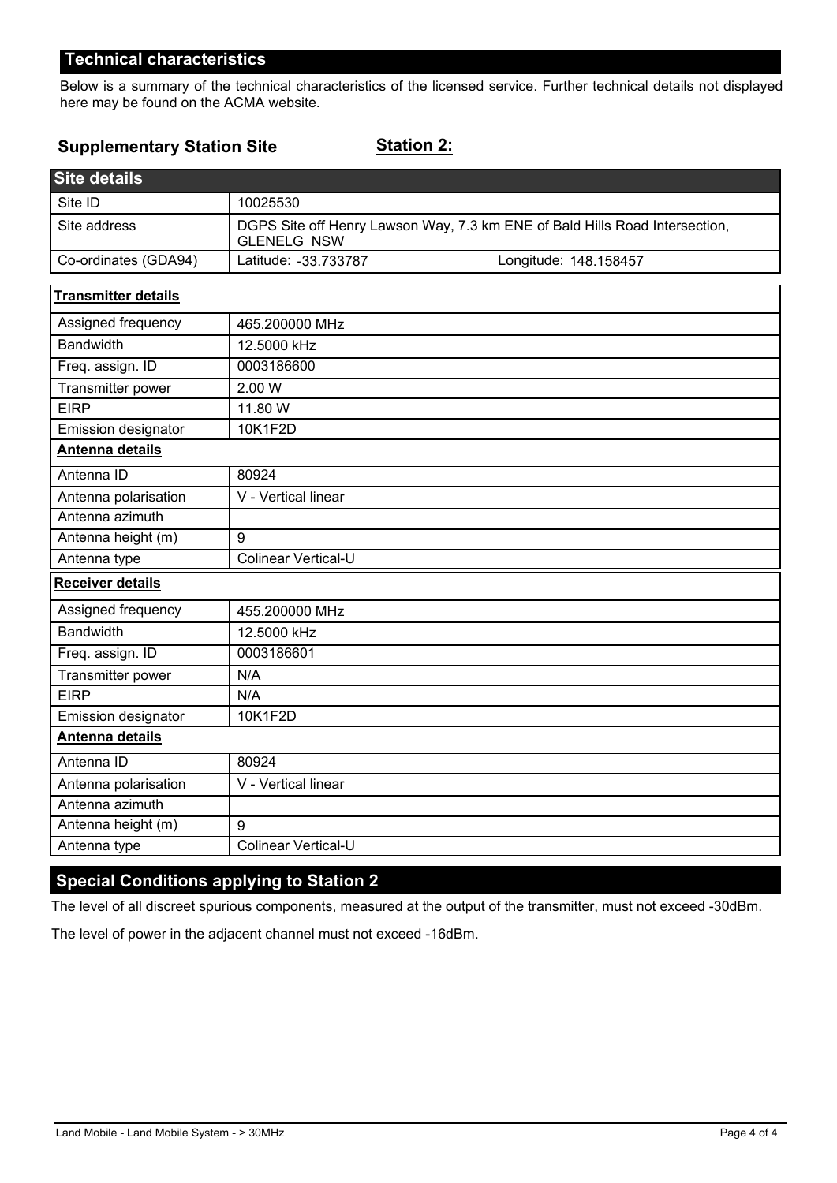## Technical characteristics

Below is a summary of the technical characteristics of the licensed service. Further technical details not displayed here may be found on the ACMA website.

**Supplementary Station Site** **Station 2:**

| Site details | |
|---|---|
| Site ID | 10025530 |
| Site address | DGPS Site off Henry Lawson Way, 7.3 km ENE of Bald Hills Road Intersection, GLENELG NSW |
| Co-ordinates (GDA94) | Latitude: -33.733787 Longitude: 148.158457 |

| **Transmitter details** | |
|---|---|
| Assigned frequency | 465.200000 MHz |
| Bandwidth | 12.5000 kHz |
| Freq. assign. ID | 0003186600 |
| Transmitter power | 2.00 W |
| EIRP | 11.80 W |
| Emission designator | 10K1F2D |
| **Antenna details** | |
| Antenna ID | 80924 |
| Antenna polarisation | V - Vertical linear |
| Antenna azimuth | |
| Antenna height (m) | 9 |
| Antenna type | Colinear Vertical-U |
| **Receiver details** | |
| Assigned frequency | 455.200000 MHz |
| Bandwidth | 12.5000 kHz |
| Freq. assign. ID | 0003186601 |
| Transmitter power | N/A |
| EIRP | N/A |
| Emission designator | 10K1F2D |
| **Antenna details** | |
| Antenna ID | 80924 |
| Antenna polarisation | V - Vertical linear |
| Antenna azimuth | |
| Antenna height (m) | 9 |
| Antenna type | Colinear Vertical-U |

## Special Conditions applying to Station 2

The level of all discreet spurious components, measured at the output of the transmitter, must not exceed -30dBm.

The level of power in the adjacent channel must not exceed -16dBm.